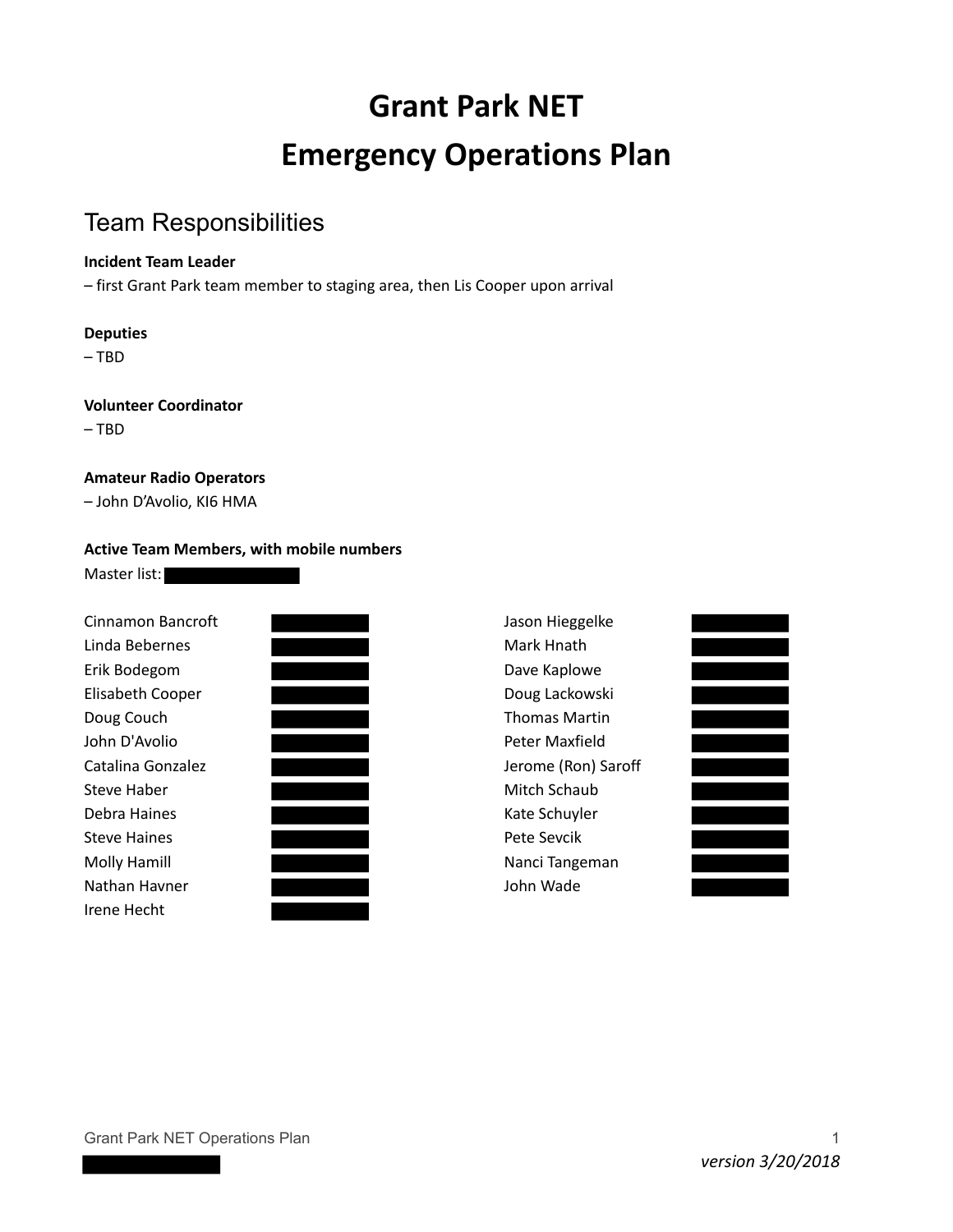# Grant Park NET
# Emergency Operations Plan

## Team Responsibilities

**Incident Team Leader**
– first Grant Park team member to staging area, then Lis Cooper upon arrival

**Deputies**
– TBD

**Volunteer Coordinator**
– TBD

**Amateur Radio Operators**
– John D'Avolio, KI6 HMA

**Active Team Members, with mobile numbers**
Master list: [REDACTED]

Cinnamon Bancroft [REDACTED]
Linda Bebernes [REDACTED]
Erik Bodegom [REDACTED]
Elisabeth Cooper [REDACTED]
Doug Couch [REDACTED]
John D'Avolio [REDACTED]
Catalina Gonzalez [REDACTED]
Steve Haber [REDACTED]
Debra Haines [REDACTED]
Steve Haines [REDACTED]
Molly Hamill [REDACTED]
Nathan Havner [REDACTED]
Irene Hecht [REDACTED]
Jason Hieggelke [REDACTED]
Mark Hnath [REDACTED]
Dave Kaplowe [REDACTED]
Doug Lackowski [REDACTED]
Thomas Martin [REDACTED]
Peter Maxfield [REDACTED]
Jerome (Ron) Saroff [REDACTED]
Mitch Schaub [REDACTED]
Kate Schuyler [REDACTED]
Pete Sevcik [REDACTED]
Nanci Tangeman [REDACTED]
John Wade [REDACTED]

*version 3/20/2018*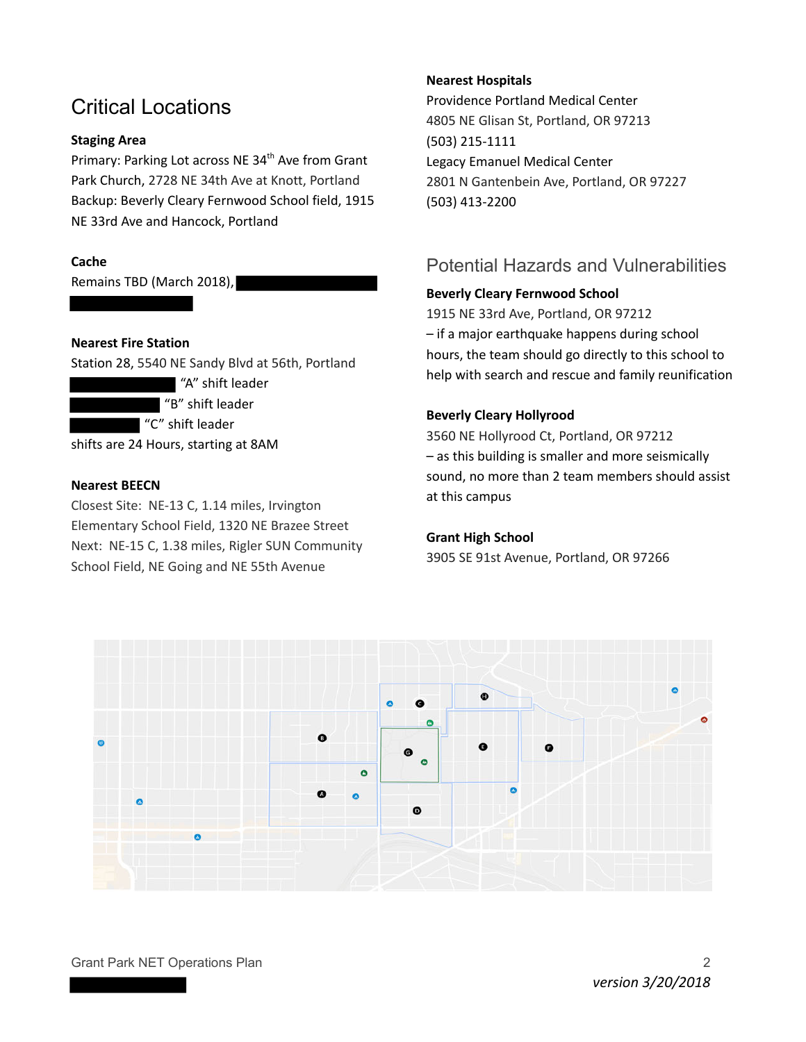## Critical Locations

**Staging Area**

Primary: Parking Lot across NE 34th Ave from Grant Park Church, 2728 NE 34th Ave at Knott, Portland
Backup: Beverly Cleary Fernwood School field, 1915 NE 33rd Ave and Hancock, Portland

**Cache**

Remains TBD (March 2018),

**Nearest Fire Station**

Station 28, 5540 NE Sandy Blvd at 56th, Portland
"A" shift leader
"B" shift leader
"C" shift leader
shifts are 24 Hours, starting at 8AM

**Nearest BEECN**

Closest Site: NE-13 C, 1.14 miles, Irvington Elementary School Field, 1320 NE Brazee Street
Next: NE-15 C, 1.38 miles, Rigler SUN Community School Field, NE Going and NE 55th Avenue

**Nearest Hospitals**

Providence Portland Medical Center
4805 NE Glisan St, Portland, OR 97213
(503) 215-1111
Legacy Emanuel Medical Center
2801 N Gantenbein Ave, Portland, OR 97227
(503) 413-2200

## Potential Hazards and Vulnerabilities

**Beverly Cleary Fernwood School**

1915 NE 33rd Ave, Portland, OR 97212
– if a major earthquake happens during school hours, the team should go directly to this school to help with search and rescue and family reunification

**Beverly Cleary Hollyrood**

3560 NE Hollyrood Ct, Portland, OR 97212
– as this building is smaller and more seismically sound, no more than 2 team members should assist at this campus

**Grant High School**

3905 SE 91st Avenue, Portland, OR 97266

*version 3/20/2018*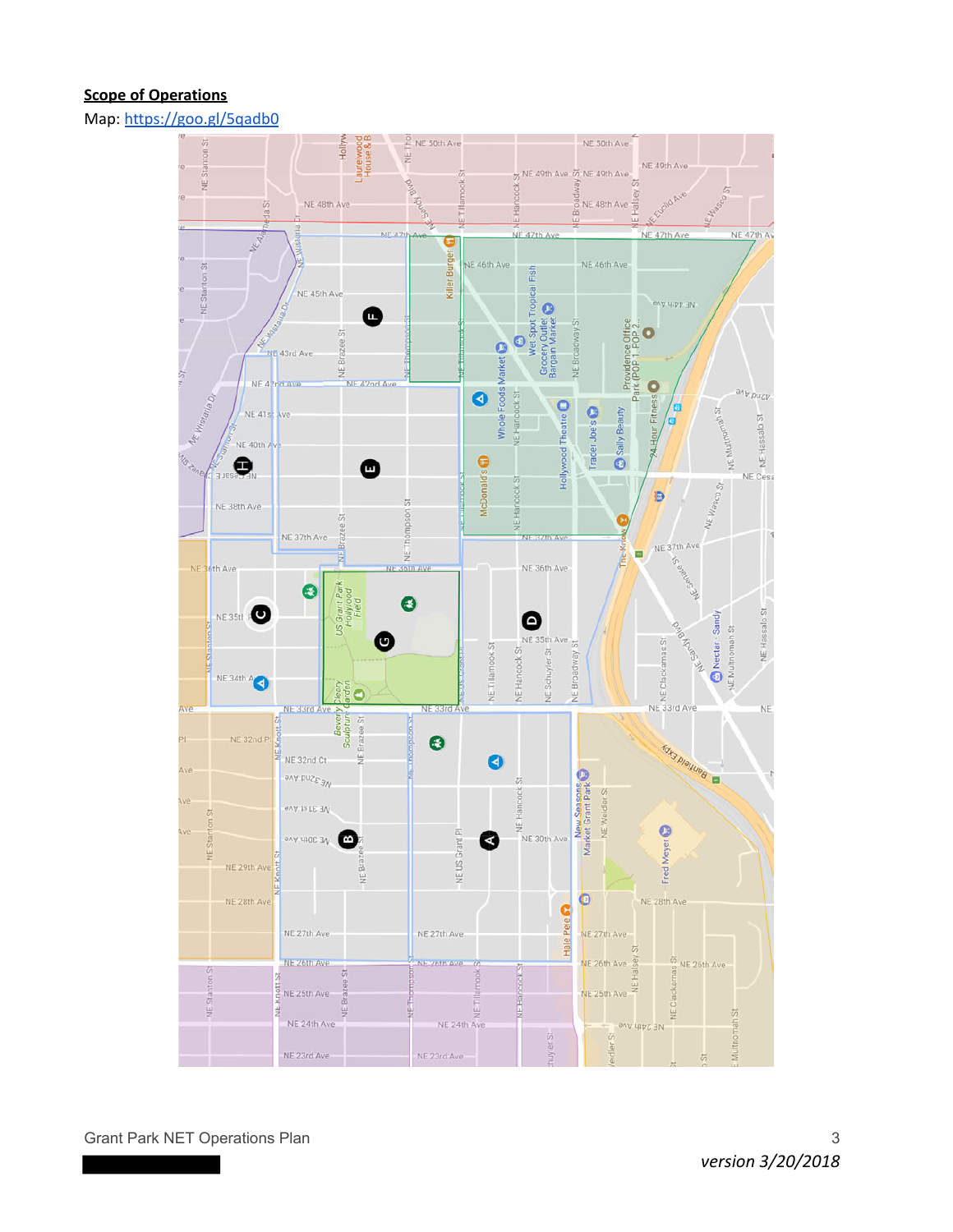**Scope of Operations**

Map: https://goo.gl/5qadb0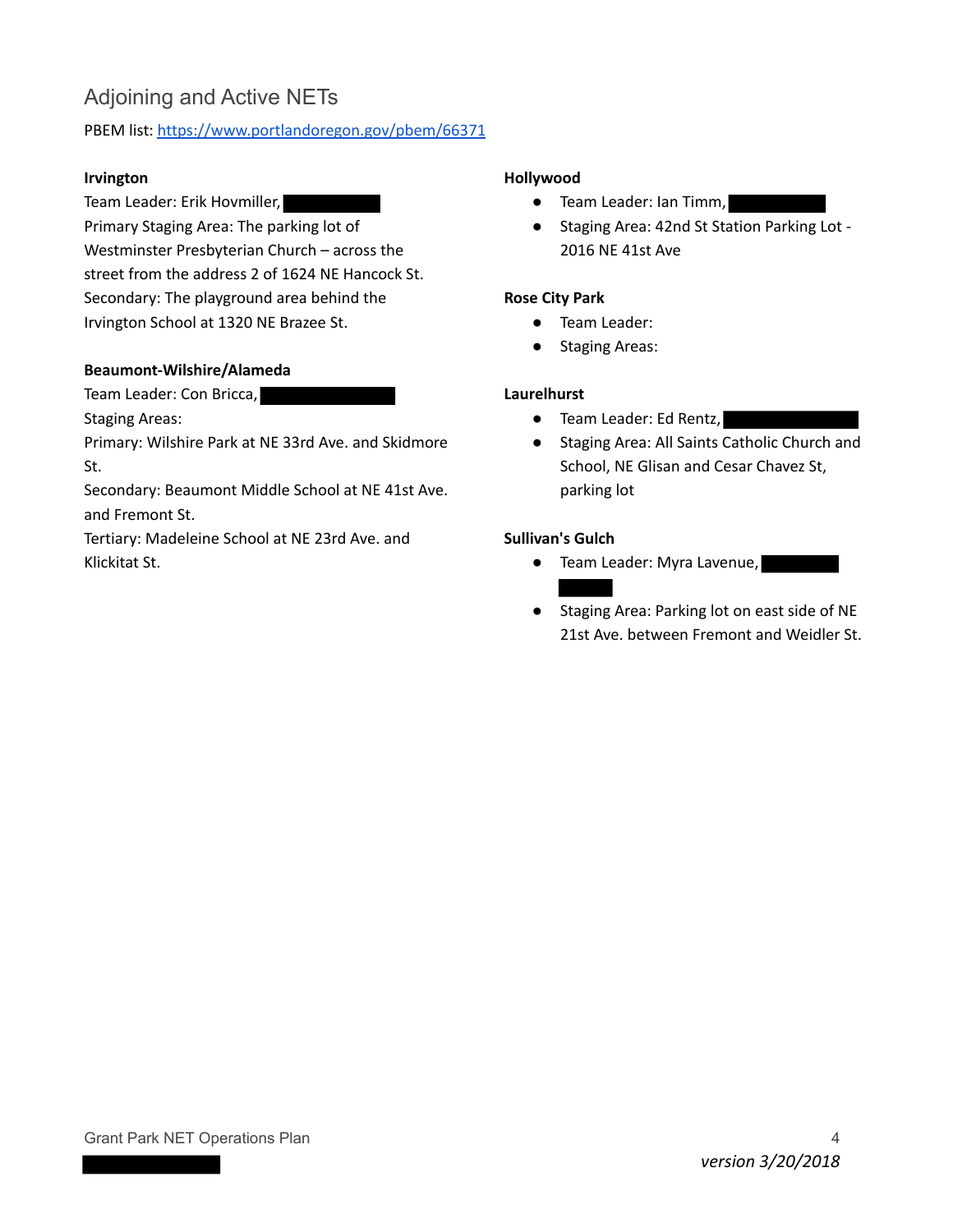## Adjoining and Active NETs

PBEM list: https://www.portlandoregon.gov/pbem/66371

**Irvington**

Team Leader: Erik Hovmiller,

Primary Staging Area: The parking lot of Westminster Presbyterian Church – across the street from the address 2 of 1624 NE Hancock St.

Secondary: The playground area behind the Irvington School at 1320 NE Brazee St.

**Beaumont-Wilshire/Alameda**

Team Leader: Con Bricca,

Staging Areas:

Primary: Wilshire Park at NE 33rd Ave. and Skidmore St.

Secondary: Beaumont Middle School at NE 41st Ave. and Fremont St.

Tertiary: Madeleine School at NE 23rd Ave. and Klickitat St.

**Hollywood**

- Team Leader: Ian Timm,
- Staging Area: 42nd St Station Parking Lot - 2016 NE 41st Ave

**Rose City Park**

- Team Leader:
- Staging Areas:

**Laurelhurst**

- Team Leader: Ed Rentz,
- Staging Area: All Saints Catholic Church and School, NE Glisan and Cesar Chavez St, parking lot

**Sullivan's Gulch**

- Team Leader: Myra Lavenue,
- Staging Area: Parking lot on east side of NE 21st Ave. between Fremont and Weidler St.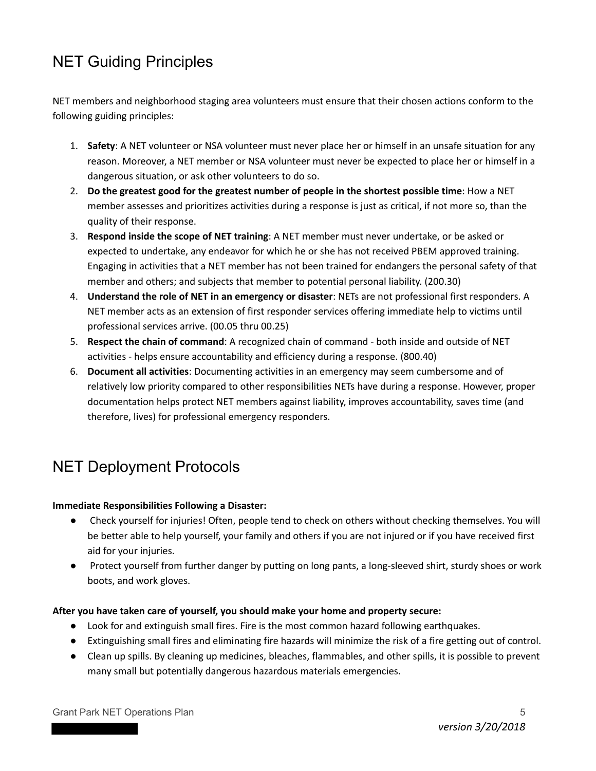## NET Guiding Principles

NET members and neighborhood staging area volunteers must ensure that their chosen actions conform to the following guiding principles:

1. **Safety**: A NET volunteer or NSA volunteer must never place her or himself in an unsafe situation for any reason. Moreover, a NET member or NSA volunteer must never be expected to place her or himself in a dangerous situation, or ask other volunteers to do so.
2. **Do the greatest good for the greatest number of people in the shortest possible time**: How a NET member assesses and prioritizes activities during a response is just as critical, if not more so, than the quality of their response.
3. **Respond inside the scope of NET training**: A NET member must never undertake, or be asked or expected to undertake, any endeavor for which he or she has not received PBEM approved training. Engaging in activities that a NET member has not been trained for endangers the personal safety of that member and others; and subjects that member to potential personal liability. (200.30)
4. **Understand the role of NET in an emergency or disaster**: NETs are not professional first responders. A NET member acts as an extension of first responder services offering immediate help to victims until professional services arrive. (00.05 thru 00.25)
5. **Respect the chain of command**: A recognized chain of command - both inside and outside of NET activities - helps ensure accountability and efficiency during a response. (800.40)
6. **Document all activities**: Documenting activities in an emergency may seem cumbersome and of relatively low priority compared to other responsibilities NETs have during a response. However, proper documentation helps protect NET members against liability, improves accountability, saves time (and therefore, lives) for professional emergency responders.

## NET Deployment Protocols

**Immediate Responsibilities Following a Disaster:**

- Check yourself for injuries! Often, people tend to check on others without checking themselves. You will be better able to help yourself, your family and others if you are not injured or if you have received first aid for your injuries.
- Protect yourself from further danger by putting on long pants, a long-sleeved shirt, sturdy shoes or work boots, and work gloves.

**After you have taken care of yourself, you should make your home and property secure:**

- Look for and extinguish small fires. Fire is the most common hazard following earthquakes.
- Extinguishing small fires and eliminating fire hazards will minimize the risk of a fire getting out of control.
- Clean up spills. By cleaning up medicines, bleaches, flammables, and other spills, it is possible to prevent many small but potentially dangerous hazardous materials emergencies.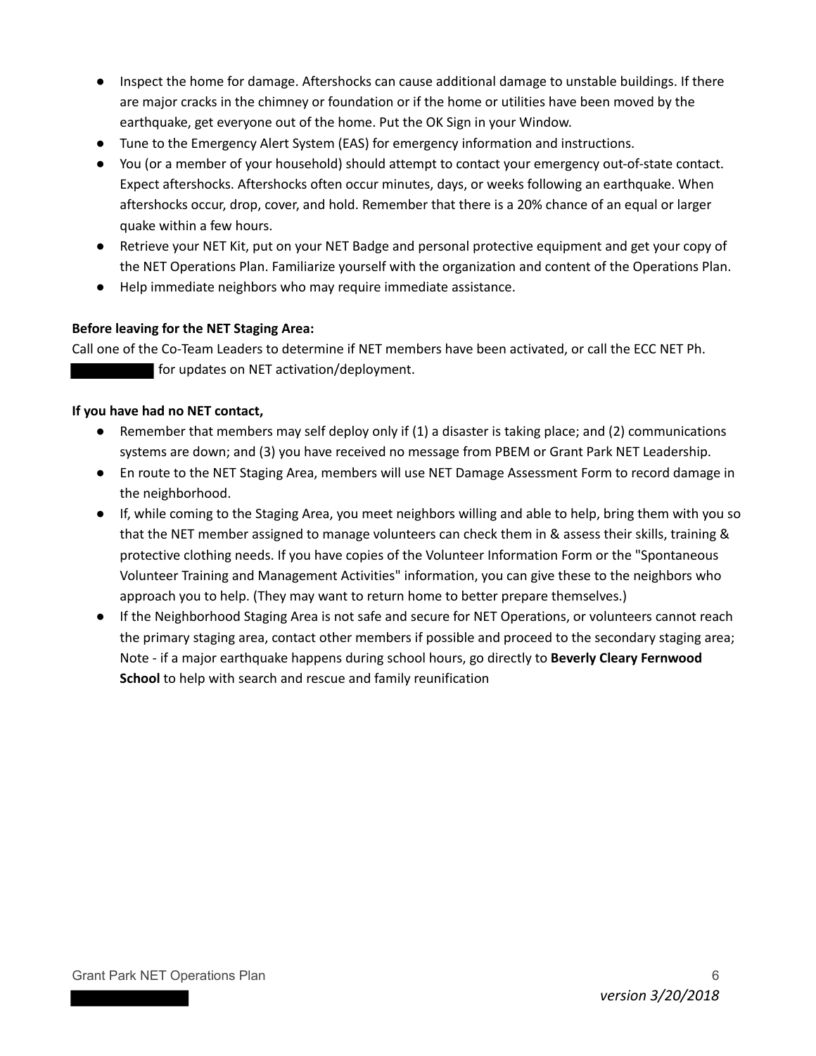- Inspect the home for damage. Aftershocks can cause additional damage to unstable buildings. If there are major cracks in the chimney or foundation or if the home or utilities have been moved by the earthquake, get everyone out of the home. Put the OK Sign in your Window.
- Tune to the Emergency Alert System (EAS) for emergency information and instructions.
- You (or a member of your household) should attempt to contact your emergency out-of-state contact. Expect aftershocks. Aftershocks often occur minutes, days, or weeks following an earthquake. When aftershocks occur, drop, cover, and hold. Remember that there is a 20% chance of an equal or larger quake within a few hours.
- Retrieve your NET Kit, put on your NET Badge and personal protective equipment and get your copy of the NET Operations Plan. Familiarize yourself with the organization and content of the Operations Plan.
- Help immediate neighbors who may require immediate assistance.

**Before leaving for the NET Staging Area:**

Call one of the Co-Team Leaders to determine if NET members have been activated, or call the ECC NET Ph. [REDACTED] for updates on NET activation/deployment.

**If you have had no NET contact,**

- Remember that members may self deploy only if (1) a disaster is taking place; and (2) communications systems are down; and (3) you have received no message from PBEM or Grant Park NET Leadership.
- En route to the NET Staging Area, members will use NET Damage Assessment Form to record damage in the neighborhood.
- If, while coming to the Staging Area, you meet neighbors willing and able to help, bring them with you so that the NET member assigned to manage volunteers can check them in & assess their skills, training & protective clothing needs. If you have copies of the Volunteer Information Form or the "Spontaneous Volunteer Training and Management Activities" information, you can give these to the neighbors who approach you to help. (They may want to return home to better prepare themselves.)
- If the Neighborhood Staging Area is not safe and secure for NET Operations, or volunteers cannot reach the primary staging area, contact other members if possible and proceed to the secondary staging area; Note - if a major earthquake happens during school hours, go directly to **Beverly Cleary Fernwood School** to help with search and rescue and family reunification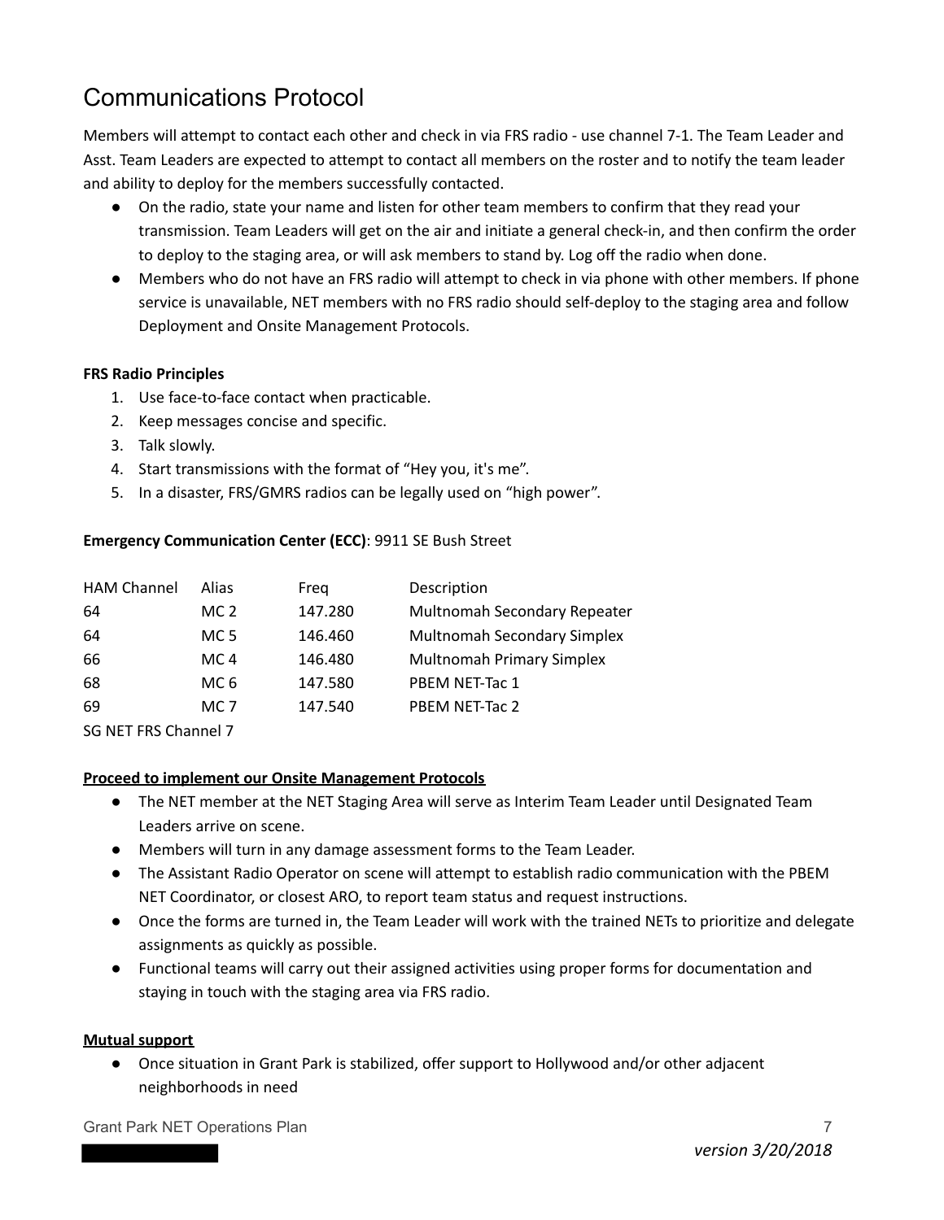# Communications Protocol

Members will attempt to contact each other and check in via FRS radio - use channel 7-1. The Team Leader and Asst. Team Leaders are expected to attempt to contact all members on the roster and to notify the team leader and ability to deploy for the members successfully contacted.

- On the radio, state your name and listen for other team members to confirm that they read your transmission. Team Leaders will get on the air and initiate a general check-in, and then confirm the order to deploy to the staging area, or will ask members to stand by. Log off the radio when done.
- Members who do not have an FRS radio will attempt to check in via phone with other members. If phone service is unavailable, NET members with no FRS radio should self-deploy to the staging area and follow Deployment and Onsite Management Protocols.

**FRS Radio Principles**

1. Use face-to-face contact when practicable.
2. Keep messages concise and specific.
3. Talk slowly.
4. Start transmissions with the format of "Hey you, it's me".
5. In a disaster, FRS/GMRS radios can be legally used on "high power".

**Emergency Communication Center (ECC)**: 9911 SE Bush Street

| HAM Channel | Alias | Freq | Description |
|---|---|---|---|
| 64 | MC 2 | 147.280 | Multnomah Secondary Repeater |
| 64 | MC 5 | 146.460 | Multnomah Secondary Simplex |
| 66 | MC 4 | 146.480 | Multnomah Primary Simplex |
| 68 | MC 6 | 147.580 | PBEM NET-Tac 1 |
| 69 | MC 7 | 147.540 | PBEM NET-Tac 2 |

SG NET FRS Channel 7

**Proceed to implement our Onsite Management Protocols**

- The NET member at the NET Staging Area will serve as Interim Team Leader until Designated Team Leaders arrive on scene.
- Members will turn in any damage assessment forms to the Team Leader.
- The Assistant Radio Operator on scene will attempt to establish radio communication with the PBEM NET Coordinator, or closest ARO, to report team status and request instructions.
- Once the forms are turned in, the Team Leader will work with the trained NETs to prioritize and delegate assignments as quickly as possible.
- Functional teams will carry out their assigned activities using proper forms for documentation and staying in touch with the staging area via FRS radio.

**Mutual support**

- Once situation in Grant Park is stabilized, offer support to Hollywood and/or other adjacent neighborhoods in need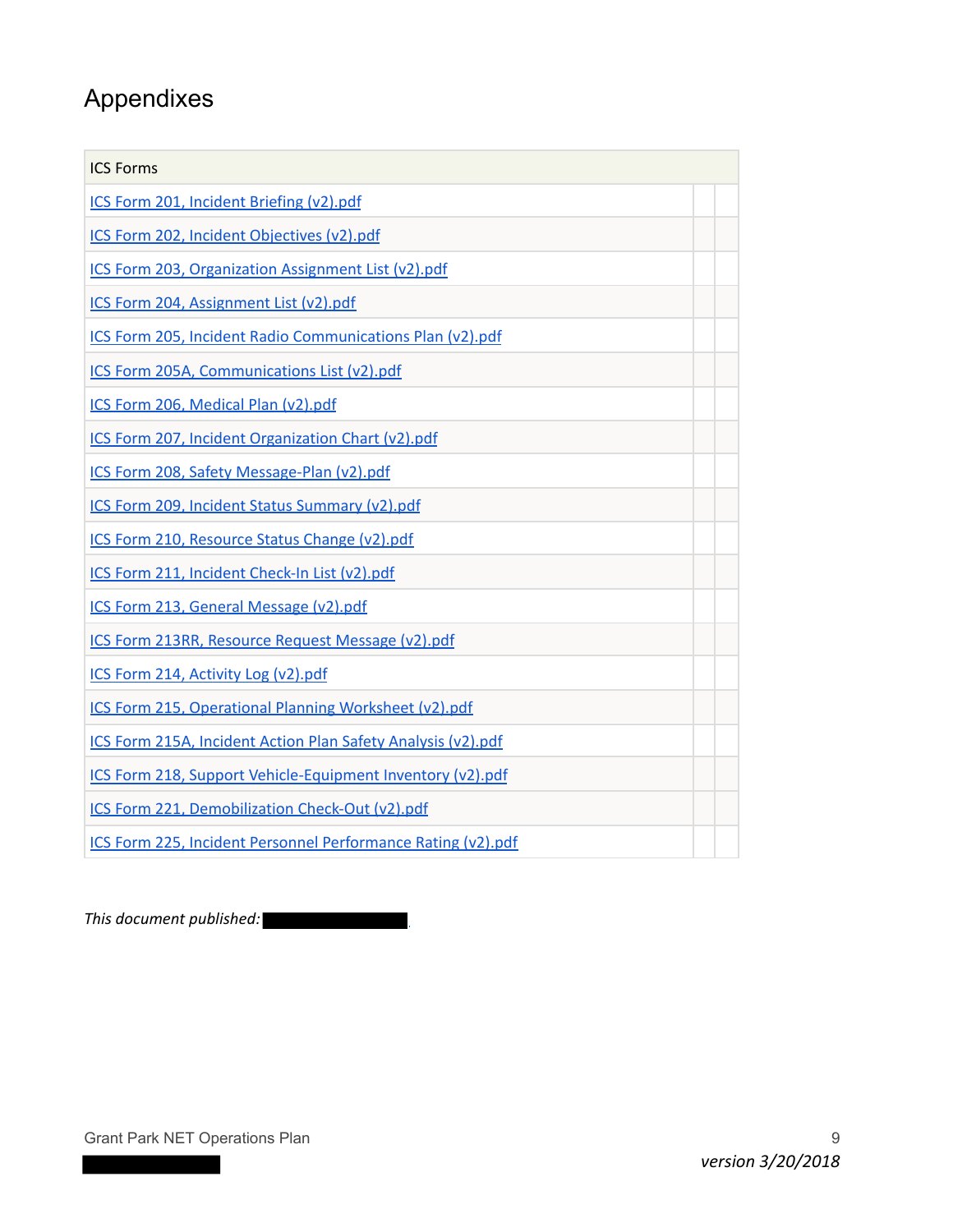# Appendixes

| ICS Forms | | |
|---|---|---|
| ICS Form 201, Incident Briefing (v2).pdf | | |
| ICS Form 202, Incident Objectives (v2).pdf | | |
| ICS Form 203, Organization Assignment List (v2).pdf | | |
| ICS Form 204, Assignment List (v2).pdf | | |
| ICS Form 205, Incident Radio Communications Plan (v2).pdf | | |
| ICS Form 205A, Communications List (v2).pdf | | |
| ICS Form 206, Medical Plan (v2).pdf | | |
| ICS Form 207, Incident Organization Chart (v2).pdf | | |
| ICS Form 208, Safety Message-Plan (v2).pdf | | |
| ICS Form 209, Incident Status Summary (v2).pdf | | |
| ICS Form 210, Resource Status Change (v2).pdf | | |
| ICS Form 211, Incident Check-In List (v2).pdf | | |
| ICS Form 213, General Message (v2).pdf | | |
| ICS Form 213RR, Resource Request Message (v2).pdf | | |
| ICS Form 214, Activity Log (v2).pdf | | |
| ICS Form 215, Operational Planning Worksheet (v2).pdf | | |
| ICS Form 215A, Incident Action Plan Safety Analysis (v2).pdf | | |
| ICS Form 218, Support Vehicle-Equipment Inventory (v2).pdf | | |
| ICS Form 221, Demobilization Check-Out (v2).pdf | | |
| ICS Form 225, Incident Personnel Performance Rating (v2).pdf | | |

*This document published:* ████████.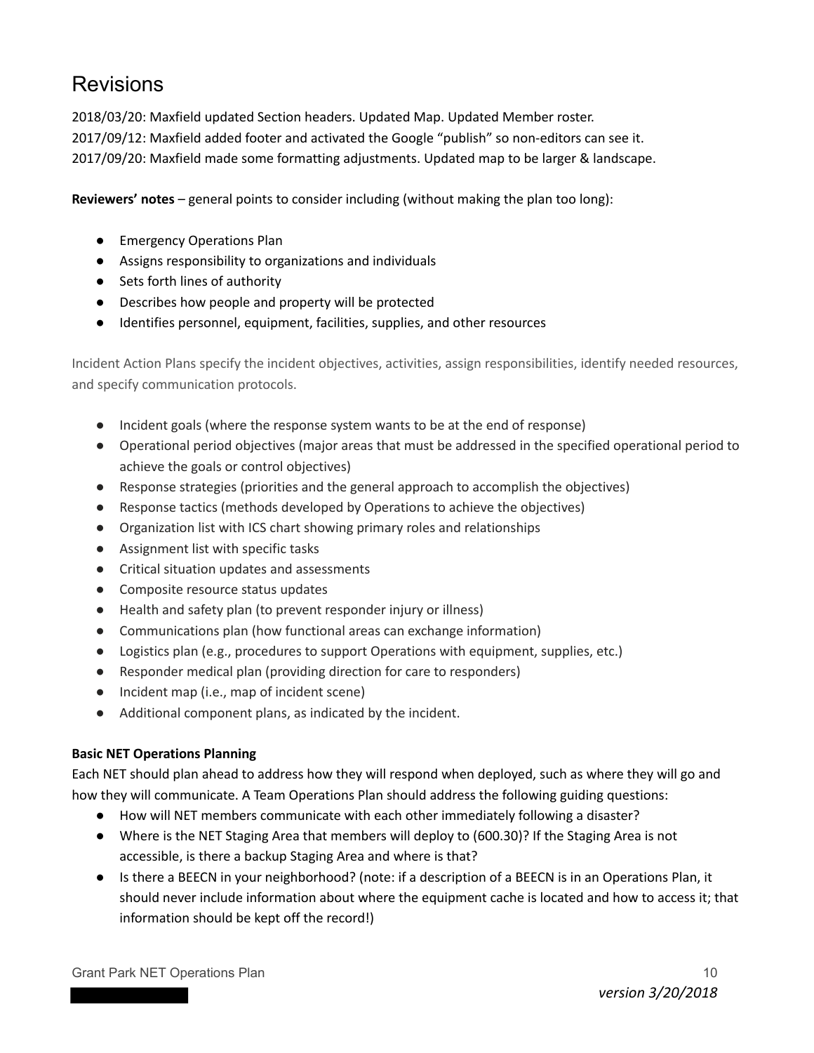# Revisions

2018/03/20: Maxfield updated Section headers. Updated Map. Updated Member roster.
2017/09/12: Maxfield added footer and activated the Google "publish" so non-editors can see it.
2017/09/20: Maxfield made some formatting adjustments. Updated map to be larger & landscape.

**Reviewers' notes** – general points to consider including (without making the plan too long):

- Emergency Operations Plan
- Assigns responsibility to organizations and individuals
- Sets forth lines of authority
- Describes how people and property will be protected
- Identifies personnel, equipment, facilities, supplies, and other resources

Incident Action Plans specify the incident objectives, activities, assign responsibilities, identify needed resources, and specify communication protocols.

- Incident goals (where the response system wants to be at the end of response)
- Operational period objectives (major areas that must be addressed in the specified operational period to achieve the goals or control objectives)
- Response strategies (priorities and the general approach to accomplish the objectives)
- Response tactics (methods developed by Operations to achieve the objectives)
- Organization list with ICS chart showing primary roles and relationships
- Assignment list with specific tasks
- Critical situation updates and assessments
- Composite resource status updates
- Health and safety plan (to prevent responder injury or illness)
- Communications plan (how functional areas can exchange information)
- Logistics plan (e.g., procedures to support Operations with equipment, supplies, etc.)
- Responder medical plan (providing direction for care to responders)
- Incident map (i.e., map of incident scene)
- Additional component plans, as indicated by the incident.

**Basic NET Operations Planning**

Each NET should plan ahead to address how they will respond when deployed, such as where they will go and how they will communicate. A Team Operations Plan should address the following guiding questions:

- How will NET members communicate with each other immediately following a disaster?
- Where is the NET Staging Area that members will deploy to (600.30)? If the Staging Area is not accessible, is there a backup Staging Area and where is that?
- Is there a BEECN in your neighborhood? (note: if a description of a BEECN is in an Operations Plan, it should never include information about where the equipment cache is located and how to access it; that information should be kept off the record!)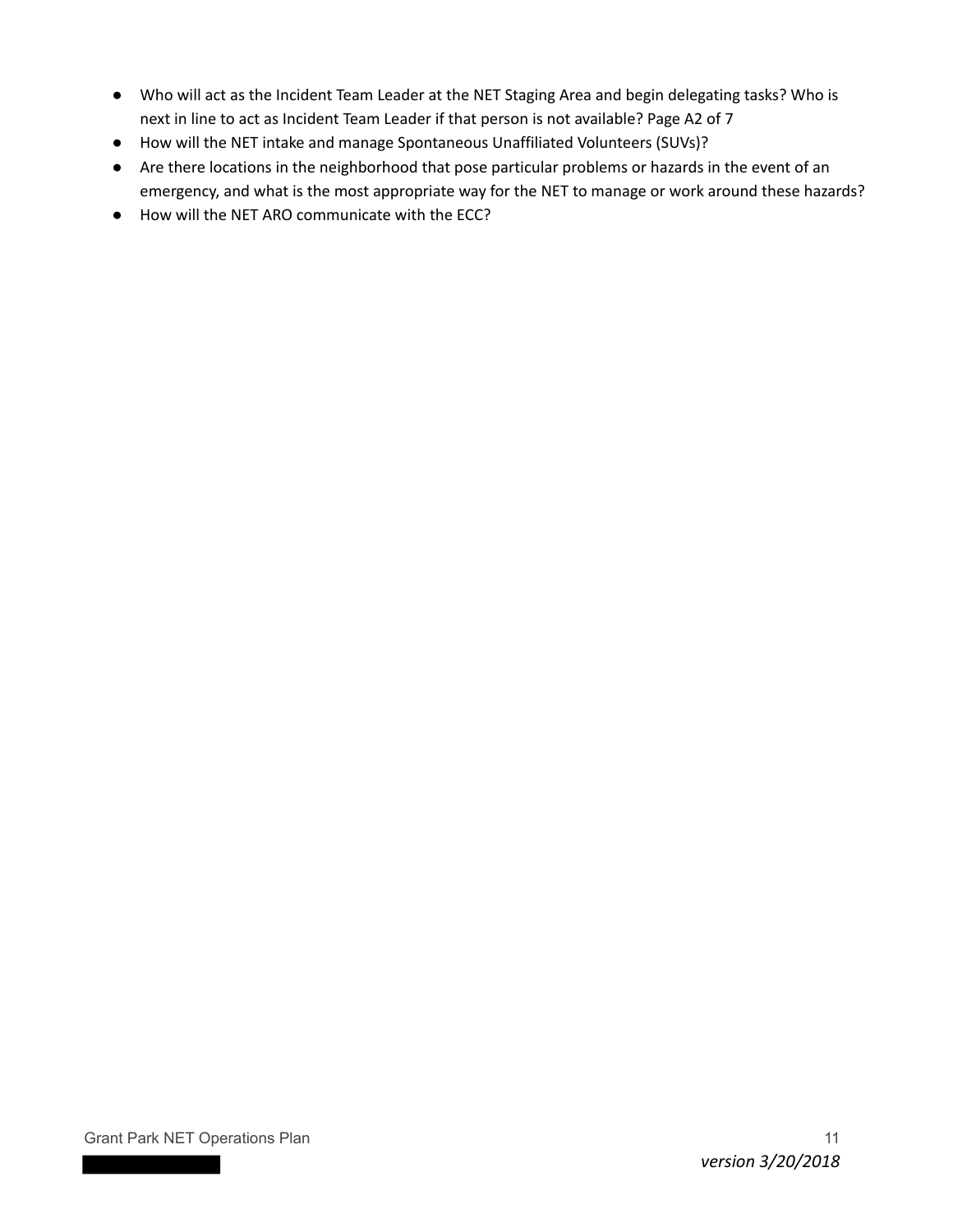- Who will act as the Incident Team Leader at the NET Staging Area and begin delegating tasks? Who is next in line to act as Incident Team Leader if that person is not available? Page A2 of 7
- How will the NET intake and manage Spontaneous Unaffiliated Volunteers (SUVs)?
- Are there locations in the neighborhood that pose particular problems or hazards in the event of an emergency, and what is the most appropriate way for the NET to manage or work around these hazards?
- How will the NET ARO communicate with the ECC?